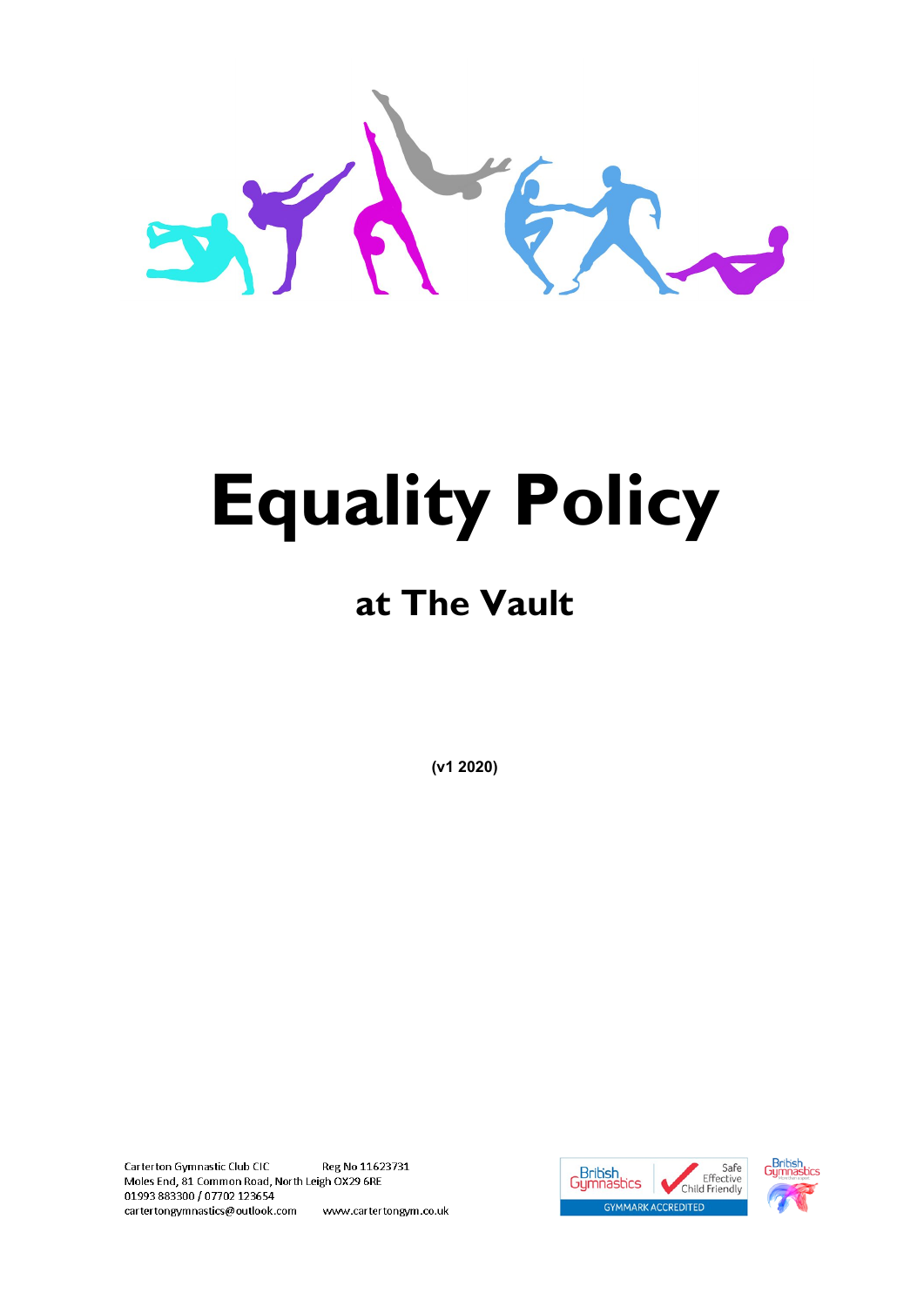# Equality Policy

## at The Vault

**(v1 2020)**

Carterton Gymnastic Club CIC Reg No 11623731
Moles End, 81 Common Road, North Leigh OX29 6RE
01993 883300 / 07702 123654
cartertongymnastics@outlook.com www.cartertongym.co.uk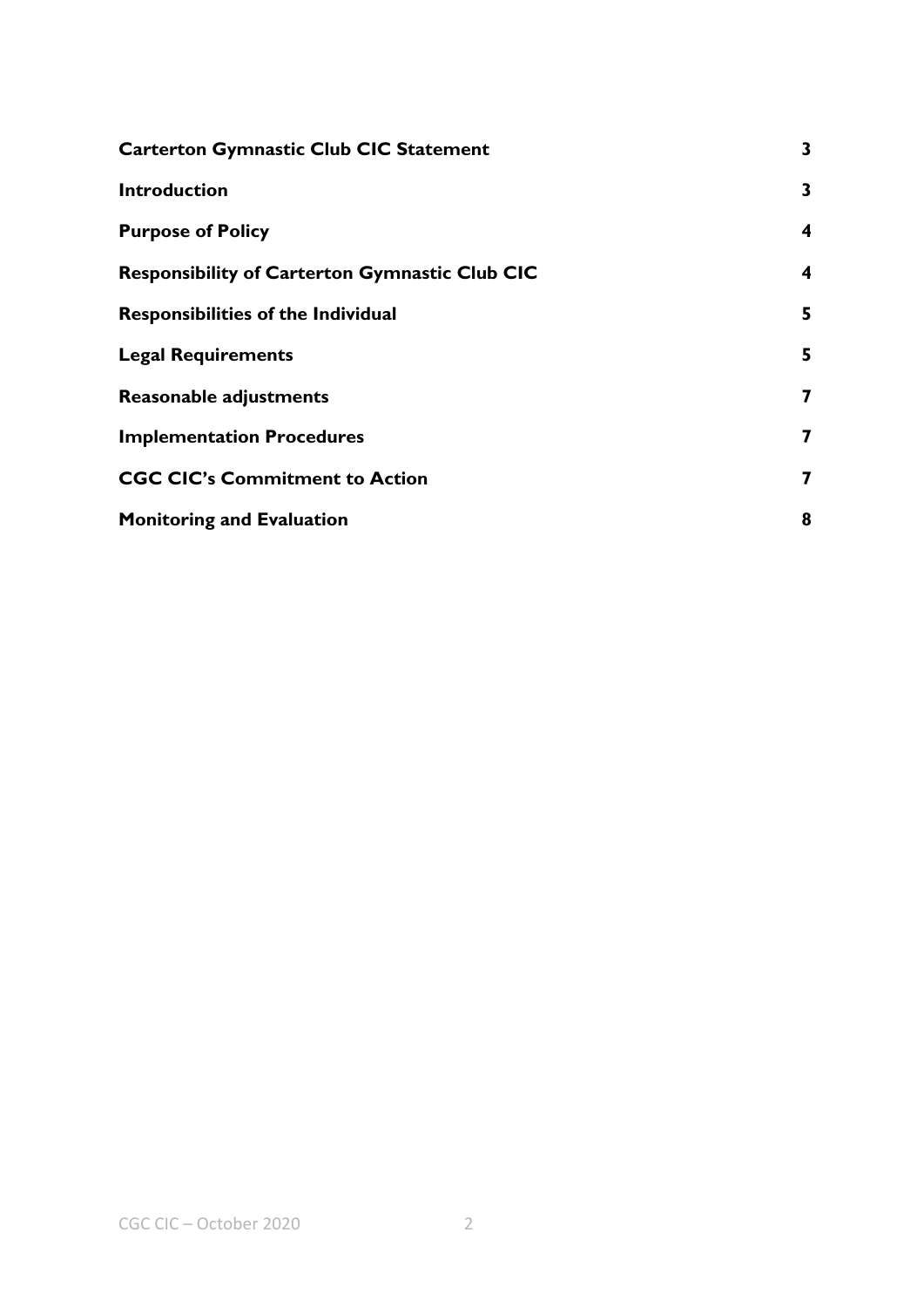| | |
|---|---|
| **Carterton Gymnastic Club CIC Statement** | **3** |
| **Introduction** | **3** |
| **Purpose of Policy** | **4** |
| **Responsibility of Carterton Gymnastic Club CIC** | **4** |
| **Responsibilities of the Individual** | **5** |
| **Legal Requirements** | **5** |
| **Reasonable adjustments** | **7** |
| **Implementation Procedures** | **7** |
| **CGC CIC's Commitment to Action** | **7** |
| **Monitoring and Evaluation** | **8** |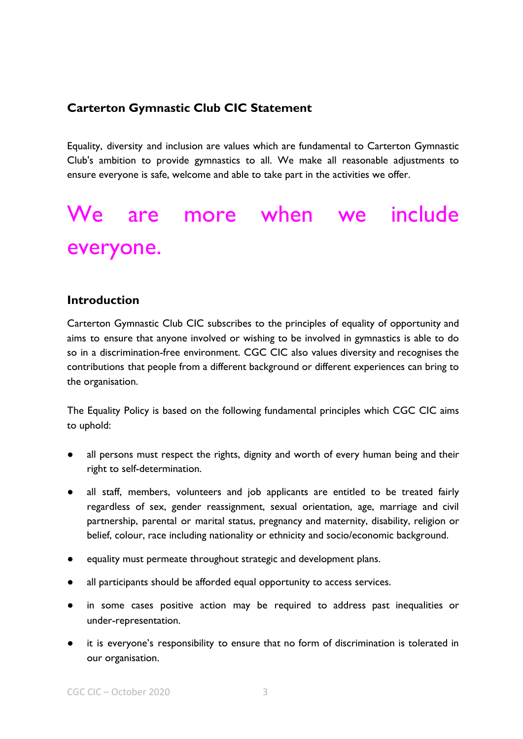### Carterton Gymnastic Club CIC Statement

Equality, diversity and inclusion are values which are fundamental to Carterton Gymnastic Club's ambition to provide gymnastics to all. We make all reasonable adjustments to ensure everyone is safe, welcome and able to take part in the activities we offer.

# We are more when we include everyone.

### Introduction

Carterton Gymnastic Club CIC subscribes to the principles of equality of opportunity and aims to ensure that anyone involved or wishing to be involved in gymnastics is able to do so in a discrimination-free environment. CGC CIC also values diversity and recognises the contributions that people from a different background or different experiences can bring to the organisation.

The Equality Policy is based on the following fundamental principles which CGC CIC aims to uphold:

- all persons must respect the rights, dignity and worth of every human being and their right to self-determination.
- all staff, members, volunteers and job applicants are entitled to be treated fairly regardless of sex, gender reassignment, sexual orientation, age, marriage and civil partnership, parental or marital status, pregnancy and maternity, disability, religion or belief, colour, race including nationality or ethnicity and socio/economic background.
- equality must permeate throughout strategic and development plans.
- all participants should be afforded equal opportunity to access services.
- in some cases positive action may be required to address past inequalities or under-representation.
- it is everyone's responsibility to ensure that no form of discrimination is tolerated in our organisation.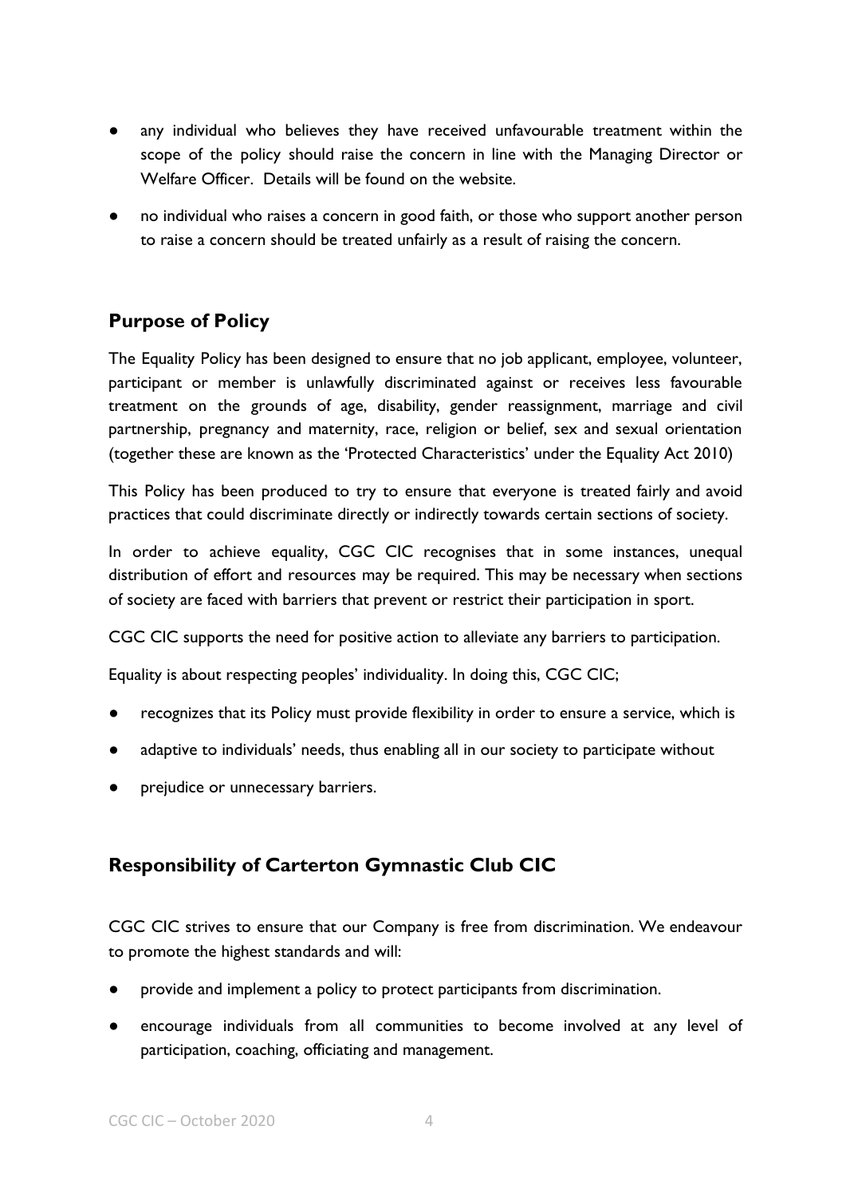- any individual who believes they have received unfavourable treatment within the scope of the policy should raise the concern in line with the Managing Director or Welfare Officer. Details will be found on the website.
- no individual who raises a concern in good faith, or those who support another person to raise a concern should be treated unfairly as a result of raising the concern.

## Purpose of Policy

The Equality Policy has been designed to ensure that no job applicant, employee, volunteer, participant or member is unlawfully discriminated against or receives less favourable treatment on the grounds of age, disability, gender reassignment, marriage and civil partnership, pregnancy and maternity, race, religion or belief, sex and sexual orientation (together these are known as the 'Protected Characteristics' under the Equality Act 2010)

This Policy has been produced to try to ensure that everyone is treated fairly and avoid practices that could discriminate directly or indirectly towards certain sections of society.

In order to achieve equality, CGC CIC recognises that in some instances, unequal distribution of effort and resources may be required. This may be necessary when sections of society are faced with barriers that prevent or restrict their participation in sport.

CGC CIC supports the need for positive action to alleviate any barriers to participation.

Equality is about respecting peoples' individuality. In doing this, CGC CIC;

- recognizes that its Policy must provide flexibility in order to ensure a service, which is
- adaptive to individuals' needs, thus enabling all in our society to participate without
- prejudice or unnecessary barriers.

## Responsibility of Carterton Gymnastic Club CIC

CGC CIC strives to ensure that our Company is free from discrimination. We endeavour to promote the highest standards and will:

- provide and implement a policy to protect participants from discrimination.
- encourage individuals from all communities to become involved at any level of participation, coaching, officiating and management.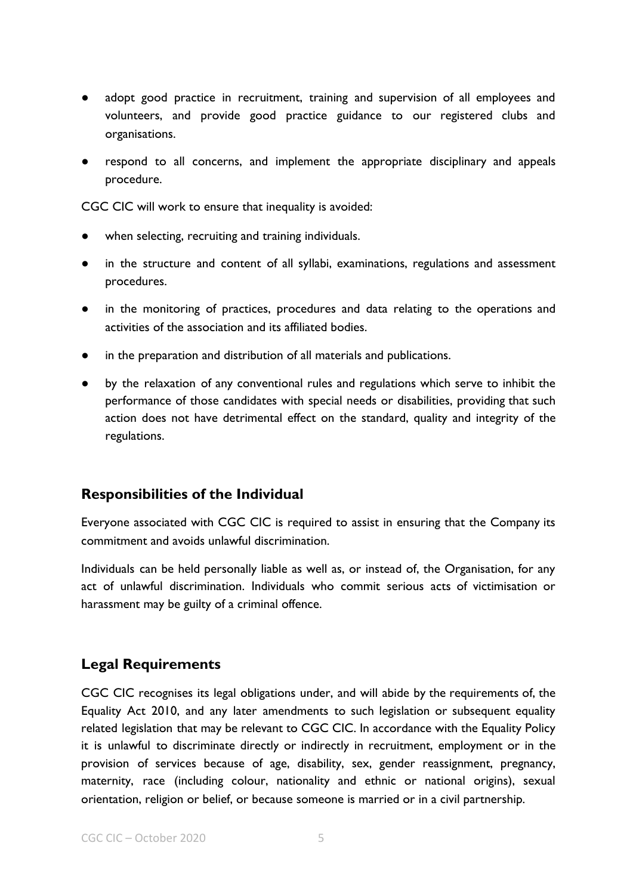- adopt good practice in recruitment, training and supervision of all employees and volunteers, and provide good practice guidance to our registered clubs and organisations.
- respond to all concerns, and implement the appropriate disciplinary and appeals procedure.

CGC CIC will work to ensure that inequality is avoided:

- when selecting, recruiting and training individuals.
- in the structure and content of all syllabi, examinations, regulations and assessment procedures.
- in the monitoring of practices, procedures and data relating to the operations and activities of the association and its affiliated bodies.
- in the preparation and distribution of all materials and publications.
- by the relaxation of any conventional rules and regulations which serve to inhibit the performance of those candidates with special needs or disabilities, providing that such action does not have detrimental effect on the standard, quality and integrity of the regulations.

## Responsibilities of the Individual

Everyone associated with CGC CIC is required to assist in ensuring that the Company its commitment and avoids unlawful discrimination.

Individuals can be held personally liable as well as, or instead of, the Organisation, for any act of unlawful discrimination. Individuals who commit serious acts of victimisation or harassment may be guilty of a criminal offence.

## Legal Requirements

CGC CIC recognises its legal obligations under, and will abide by the requirements of, the Equality Act 2010, and any later amendments to such legislation or subsequent equality related legislation that may be relevant to CGC CIC. In accordance with the Equality Policy it is unlawful to discriminate directly or indirectly in recruitment, employment or in the provision of services because of age, disability, sex, gender reassignment, pregnancy, maternity, race (including colour, nationality and ethnic or national origins), sexual orientation, religion or belief, or because someone is married or in a civil partnership.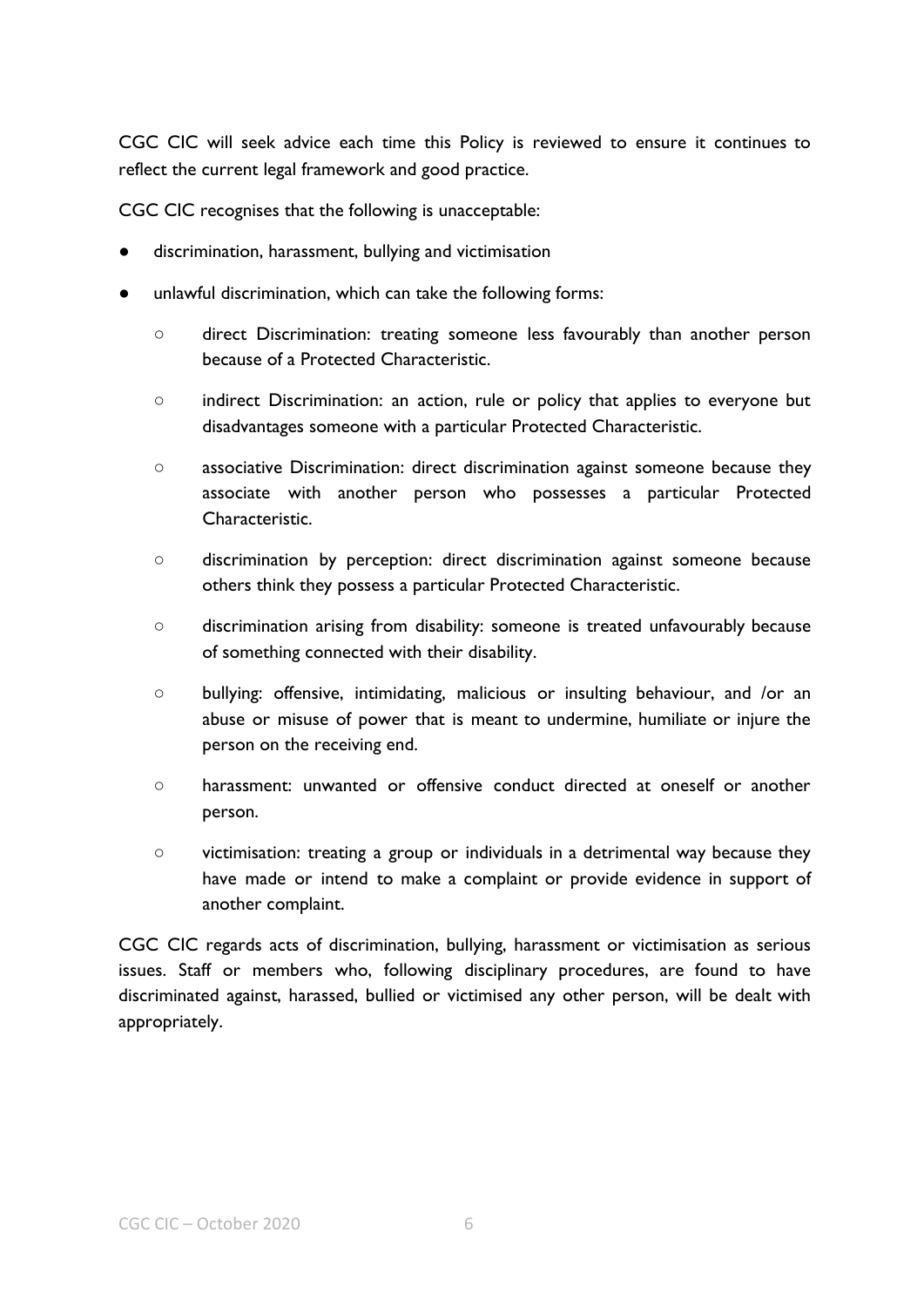CGC CIC will seek advice each time this Policy is reviewed to ensure it continues to reflect the current legal framework and good practice.

CGC CIC recognises that the following is unacceptable:

- discrimination, harassment, bullying and victimisation
- unlawful discrimination, which can take the following forms:
    - direct Discrimination: treating someone less favourably than another person because of a Protected Characteristic.
    - indirect Discrimination: an action, rule or policy that applies to everyone but disadvantages someone with a particular Protected Characteristic.
    - associative Discrimination: direct discrimination against someone because they associate with another person who possesses a particular Protected Characteristic.
    - discrimination by perception: direct discrimination against someone because others think they possess a particular Protected Characteristic.
    - discrimination arising from disability: someone is treated unfavourably because of something connected with their disability.
    - bullying: offensive, intimidating, malicious or insulting behaviour, and /or an abuse or misuse of power that is meant to undermine, humiliate or injure the person on the receiving end.
    - harassment: unwanted or offensive conduct directed at oneself or another person.
    - victimisation: treating a group or individuals in a detrimental way because they have made or intend to make a complaint or provide evidence in support of another complaint.

CGC CIC regards acts of discrimination, bullying, harassment or victimisation as serious issues. Staff or members who, following disciplinary procedures, are found to have discriminated against, harassed, bullied or victimised any other person, will be dealt with appropriately.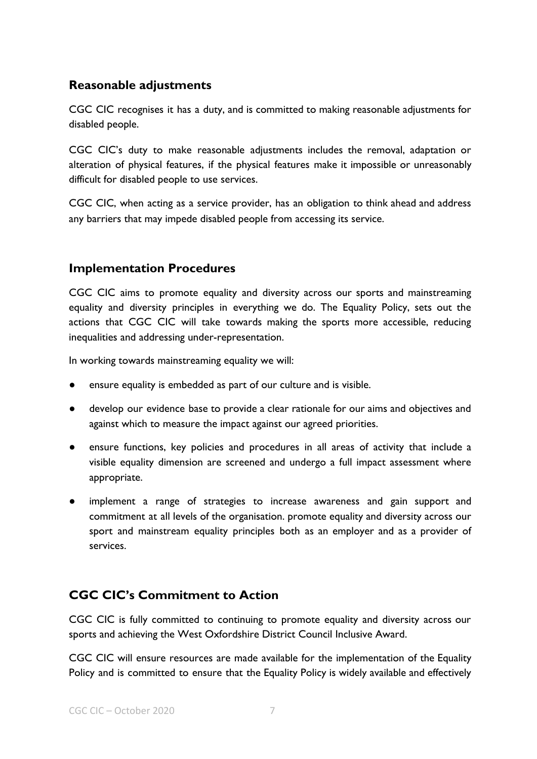## Reasonable adjustments

CGC CIC recognises it has a duty, and is committed to making reasonable adjustments for disabled people.

CGC CIC's duty to make reasonable adjustments includes the removal, adaptation or alteration of physical features, if the physical features make it impossible or unreasonably difficult for disabled people to use services.

CGC CIC, when acting as a service provider, has an obligation to think ahead and address any barriers that may impede disabled people from accessing its service.

## Implementation Procedures

CGC CIC aims to promote equality and diversity across our sports and mainstreaming equality and diversity principles in everything we do. The Equality Policy, sets out the actions that CGC CIC will take towards making the sports more accessible, reducing inequalities and addressing under-representation.

In working towards mainstreaming equality we will:

- ensure equality is embedded as part of our culture and is visible.
- develop our evidence base to provide a clear rationale for our aims and objectives and against which to measure the impact against our agreed priorities.
- ensure functions, key policies and procedures in all areas of activity that include a visible equality dimension are screened and undergo a full impact assessment where appropriate.
- implement a range of strategies to increase awareness and gain support and commitment at all levels of the organisation. promote equality and diversity across our sport and mainstream equality principles both as an employer and as a provider of services.

## CGC CIC's Commitment to Action

CGC CIC is fully committed to continuing to promote equality and diversity across our sports and achieving the West Oxfordshire District Council Inclusive Award.

CGC CIC will ensure resources are made available for the implementation of the Equality Policy and is committed to ensure that the Equality Policy is widely available and effectively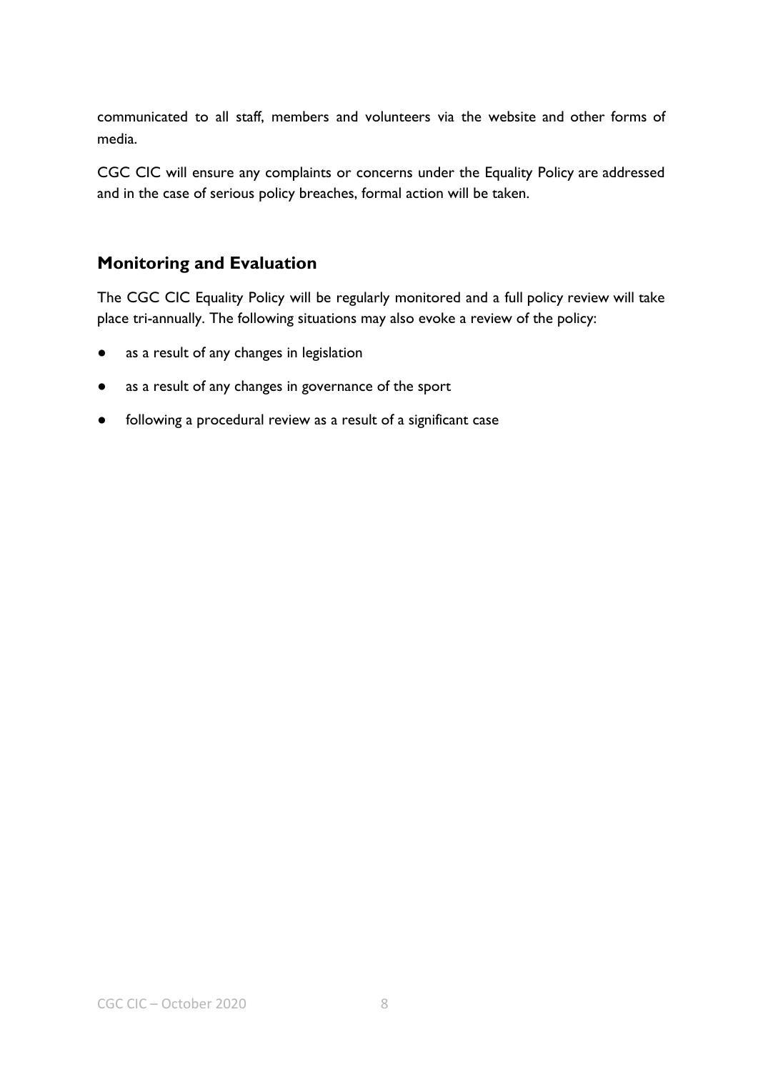communicated to all staff, members and volunteers via the website and other forms of media.

CGC CIC will ensure any complaints or concerns under the Equality Policy are addressed and in the case of serious policy breaches, formal action will be taken.

## Monitoring and Evaluation

The CGC CIC Equality Policy will be regularly monitored and a full policy review will take place tri-annually. The following situations may also evoke a review of the policy:

- as a result of any changes in legislation
- as a result of any changes in governance of the sport
- following a procedural review as a result of a significant case